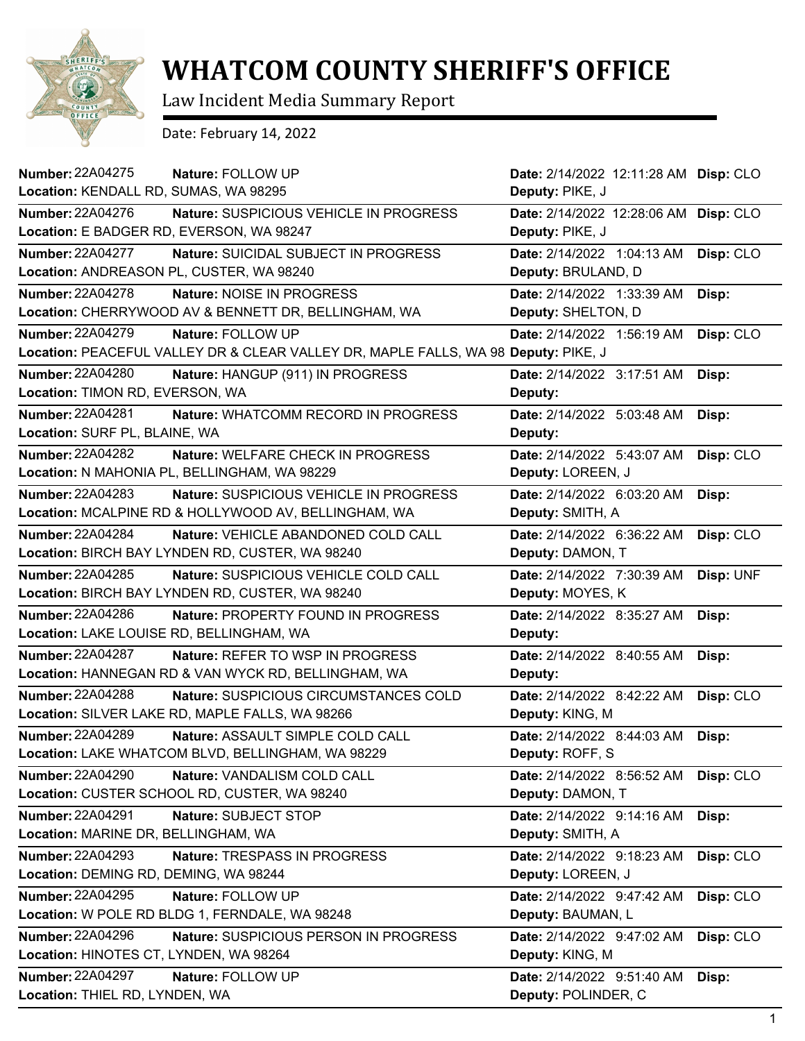# WHATCOM COUNTY SHERIFF'S OFFICE

Law Incident Media Summary Report

Date: February 14, 2022

| Number | Nature | Location | Date | Deputy | Disp |
|---|---|---|---|---|---|
| 22A04275 | FOLLOW UP | KENDALL RD, SUMAS, WA 98295 | 2/14/2022 12:11:28 AM | PIKE, J | CLO |
| 22A04276 | SUSPICIOUS VEHICLE IN PROGRESS | E BADGER RD, EVERSON, WA 98247 | 2/14/2022 12:28:06 AM | PIKE, J | CLO |
| 22A04277 | SUICIDAL SUBJECT IN PROGRESS | ANDREASON PL, CUSTER, WA 98240 | 2/14/2022 1:04:13 AM | BRULAND, D | CLO |
| 22A04278 | NOISE IN PROGRESS | CHERRYWOOD AV & BENNETT DR, BELLINGHAM, WA | 2/14/2022 1:33:39 AM | SHELTON, D | |
| 22A04279 | FOLLOW UP | PEACEFUL VALLEY DR & CLEAR VALLEY DR, MAPLE FALLS, WA 98 | 2/14/2022 1:56:19 AM | PIKE, J | CLO |
| 22A04280 | HANGUP (911) IN PROGRESS | TIMON RD, EVERSON, WA | 2/14/2022 3:17:51 AM | | |
| 22A04281 | WHATCOMM RECORD IN PROGRESS | SURF PL, BLAINE, WA | 2/14/2022 5:03:48 AM | | |
| 22A04282 | WELFARE CHECK IN PROGRESS | N MAHONIA PL, BELLINGHAM, WA 98229 | 2/14/2022 5:43:07 AM | LOREEN, J | CLO |
| 22A04283 | SUSPICIOUS VEHICLE IN PROGRESS | MCALPINE RD & HOLLYWOOD AV, BELLINGHAM, WA | 2/14/2022 6:03:20 AM | SMITH, A | |
| 22A04284 | VEHICLE ABANDONED COLD CALL | BIRCH BAY LYNDEN RD, CUSTER, WA 98240 | 2/14/2022 6:36:22 AM | DAMON, T | CLO |
| 22A04285 | SUSPICIOUS VEHICLE COLD CALL | BIRCH BAY LYNDEN RD, CUSTER, WA 98240 | 2/14/2022 7:30:39 AM | MOYES, K | UNF |
| 22A04286 | PROPERTY FOUND IN PROGRESS | LAKE LOUISE RD, BELLINGHAM, WA | 2/14/2022 8:35:27 AM | | |
| 22A04287 | REFER TO WSP IN PROGRESS | HANNEGAN RD & VAN WYCK RD, BELLINGHAM, WA | 2/14/2022 8:40:55 AM | | |
| 22A04288 | SUSPICIOUS CIRCUMSTANCES COLD | SILVER LAKE RD, MAPLE FALLS, WA 98266 | 2/14/2022 8:42:22 AM | KING, M | CLO |
| 22A04289 | ASSAULT SIMPLE COLD CALL | LAKE WHATCOM BLVD, BELLINGHAM, WA 98229 | 2/14/2022 8:44:03 AM | ROFF, S | |
| 22A04290 | VANDALISM COLD CALL | CUSTER SCHOOL RD, CUSTER, WA 98240 | 2/14/2022 8:56:52 AM | DAMON, T | CLO |
| 22A04291 | SUBJECT STOP | MARINE DR, BELLINGHAM, WA | 2/14/2022 9:14:16 AM | SMITH, A | |
| 22A04293 | TRESPASS IN PROGRESS | DEMING RD, DEMING, WA 98244 | 2/14/2022 9:18:23 AM | LOREEN, J | CLO |
| 22A04295 | FOLLOW UP | W POLE RD BLDG 1, FERNDALE, WA 98248 | 2/14/2022 9:47:42 AM | BAUMAN, L | CLO |
| 22A04296 | SUSPICIOUS PERSON IN PROGRESS | HINOTES CT, LYNDEN, WA 98264 | 2/14/2022 9:47:02 AM | KING, M | CLO |
| 22A04297 | FOLLOW UP | THIEL RD, LYNDEN, WA | 2/14/2022 9:51:40 AM | POLINDER, C | |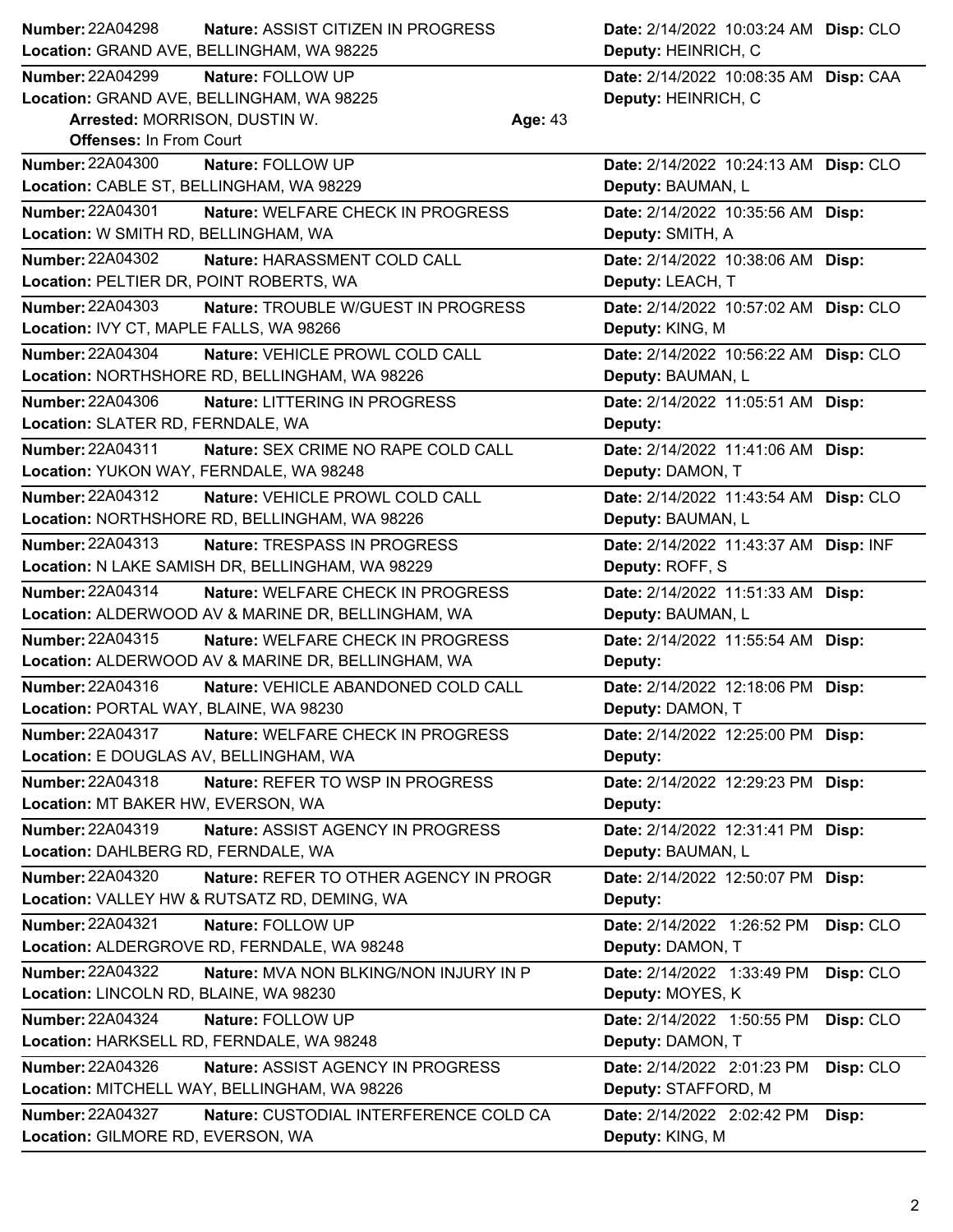**Number:** 22A04298 **Nature:** ASSIST CITIZEN IN PROGRESS **Date:** 2/14/2022 10:03:24 AM **Disp:** CLO
**Location:** GRAND AVE, BELLINGHAM, WA 98225 **Deputy:** HEINRICH, C

---

**Number:** 22A04299 **Nature:** FOLLOW UP **Date:** 2/14/2022 10:08:35 AM **Disp:** CAA
**Location:** GRAND AVE, BELLINGHAM, WA 98225 **Deputy:** HEINRICH, C
**Arrested:** MORRISON, DUSTIN W. **Age:** 43
**Offenses:** In From Court

---

**Number:** 22A04300 **Nature:** FOLLOW UP **Date:** 2/14/2022 10:24:13 AM **Disp:** CLO
**Location:** CABLE ST, BELLINGHAM, WA 98229 **Deputy:** BAUMAN, L

---

**Number:** 22A04301 **Nature:** WELFARE CHECK IN PROGRESS **Date:** 2/14/2022 10:35:56 AM **Disp:**
**Location:** W SMITH RD, BELLINGHAM, WA **Deputy:** SMITH, A

---

**Number:** 22A04302 **Nature:** HARASSMENT COLD CALL **Date:** 2/14/2022 10:38:06 AM **Disp:**
**Location:** PELTIER DR, POINT ROBERTS, WA **Deputy:** LEACH, T

---

**Number:** 22A04303 **Nature:** TROUBLE W/GUEST IN PROGRESS **Date:** 2/14/2022 10:57:02 AM **Disp:** CLO
**Location:** IVY CT, MAPLE FALLS, WA 98266 **Deputy:** KING, M

---

**Number:** 22A04304 **Nature:** VEHICLE PROWL COLD CALL **Date:** 2/14/2022 10:56:22 AM **Disp:** CLO
**Location:** NORTHSHORE RD, BELLINGHAM, WA 98226 **Deputy:** BAUMAN, L

---

**Number:** 22A04306 **Nature:** LITTERING IN PROGRESS **Date:** 2/14/2022 11:05:51 AM **Disp:**
**Location:** SLATER RD, FERNDALE, WA **Deputy:**

---

**Number:** 22A04311 **Nature:** SEX CRIME NO RAPE COLD CALL **Date:** 2/14/2022 11:41:06 AM **Disp:**
**Location:** YUKON WAY, FERNDALE, WA 98248 **Deputy:** DAMON, T

---

**Number:** 22A04312 **Nature:** VEHICLE PROWL COLD CALL **Date:** 2/14/2022 11:43:54 AM **Disp:** CLO
**Location:** NORTHSHORE RD, BELLINGHAM, WA 98226 **Deputy:** BAUMAN, L

---

**Number:** 22A04313 **Nature:** TRESPASS IN PROGRESS **Date:** 2/14/2022 11:43:37 AM **Disp:** INF
**Location:** N LAKE SAMISH DR, BELLINGHAM, WA 98229 **Deputy:** ROFF, S

---

**Number:** 22A04314 **Nature:** WELFARE CHECK IN PROGRESS **Date:** 2/14/2022 11:51:33 AM **Disp:**
**Location:** ALDERWOOD AV & MARINE DR, BELLINGHAM, WA **Deputy:** BAUMAN, L

---

**Number:** 22A04315 **Nature:** WELFARE CHECK IN PROGRESS **Date:** 2/14/2022 11:55:54 AM **Disp:**
**Location:** ALDERWOOD AV & MARINE DR, BELLINGHAM, WA **Deputy:**

---

**Number:** 22A04316 **Nature:** VEHICLE ABANDONED COLD CALL **Date:** 2/14/2022 12:18:06 PM **Disp:**
**Location:** PORTAL WAY, BLAINE, WA 98230 **Deputy:** DAMON, T

---

**Number:** 22A04317 **Nature:** WELFARE CHECK IN PROGRESS **Date:** 2/14/2022 12:25:00 PM **Disp:**
**Location:** E DOUGLAS AV, BELLINGHAM, WA **Deputy:**

---

**Number:** 22A04318 **Nature:** REFER TO WSP IN PROGRESS **Date:** 2/14/2022 12:29:23 PM **Disp:**
**Location:** MT BAKER HW, EVERSON, WA **Deputy:**

---

**Number:** 22A04319 **Nature:** ASSIST AGENCY IN PROGRESS **Date:** 2/14/2022 12:31:41 PM **Disp:**
**Location:** DAHLBERG RD, FERNDALE, WA **Deputy:** BAUMAN, L

---

**Number:** 22A04320 **Nature:** REFER TO OTHER AGENCY IN PROGR **Date:** 2/14/2022 12:50:07 PM **Disp:**
**Location:** VALLEY HW & RUTSATZ RD, DEMING, WA **Deputy:**

---

**Number:** 22A04321 **Nature:** FOLLOW UP **Date:** 2/14/2022 1:26:52 PM **Disp:** CLO
**Location:** ALDERGROVE RD, FERNDALE, WA 98248 **Deputy:** DAMON, T

---

**Number:** 22A04322 **Nature:** MVA NON BLKING/NON INJURY IN P **Date:** 2/14/2022 1:33:49 PM **Disp:** CLO
**Location:** LINCOLN RD, BLAINE, WA 98230 **Deputy:** MOYES, K

---

**Number:** 22A04324 **Nature:** FOLLOW UP **Date:** 2/14/2022 1:50:55 PM **Disp:** CLO
**Location:** HARKSELL RD, FERNDALE, WA 98248 **Deputy:** DAMON, T

---

**Number:** 22A04326 **Nature:** ASSIST AGENCY IN PROGRESS **Date:** 2/14/2022 2:01:23 PM **Disp:** CLO
**Location:** MITCHELL WAY, BELLINGHAM, WA 98226 **Deputy:** STAFFORD, M

---

**Number:** 22A04327 **Nature:** CUSTODIAL INTERFERENCE COLD CA **Date:** 2/14/2022 2:02:42 PM **Disp:**
**Location:** GILMORE RD, EVERSON, WA **Deputy:** KING, M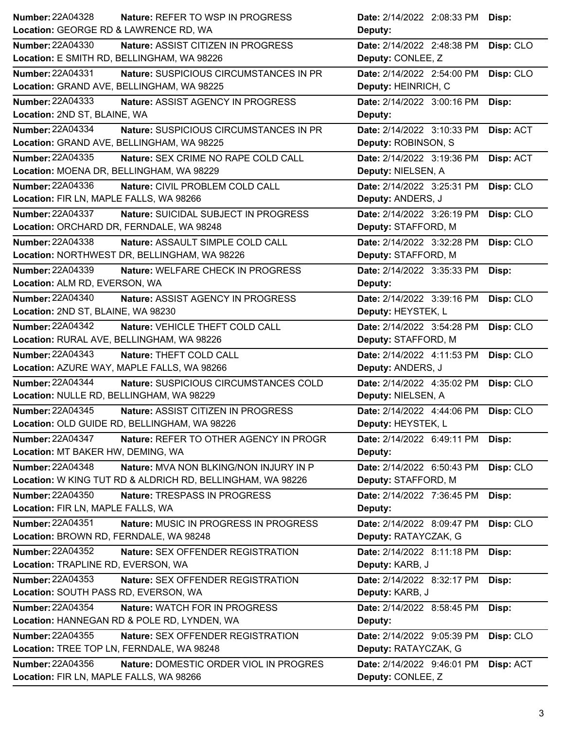| Number | Nature | Location | Date | Deputy | Disp |
|---|---|---|---|---|---|
| 22A04328 | REFER TO WSP IN PROGRESS | GEORGE RD & LAWRENCE RD, WA | 2/14/2022 2:08:33 PM | | |
| 22A04330 | ASSIST CITIZEN IN PROGRESS | E SMITH RD, BELLINGHAM, WA 98226 | 2/14/2022 2:48:38 PM | CONLEE, Z | CLO |
| 22A04331 | SUSPICIOUS CIRCUMSTANCES IN PR | GRAND AVE, BELLINGHAM, WA 98225 | 2/14/2022 2:54:00 PM | HEINRICH, C | CLO |
| 22A04333 | ASSIST AGENCY IN PROGRESS | 2ND ST, BLAINE, WA | 2/14/2022 3:00:16 PM | | |
| 22A04334 | SUSPICIOUS CIRCUMSTANCES IN PR | GRAND AVE, BELLINGHAM, WA 98225 | 2/14/2022 3:10:33 PM | ROBINSON, S | ACT |
| 22A04335 | SEX CRIME NO RAPE COLD CALL | MOENA DR, BELLINGHAM, WA 98229 | 2/14/2022 3:19:36 PM | NIELSEN, A | ACT |
| 22A04336 | CIVIL PROBLEM COLD CALL | FIR LN, MAPLE FALLS, WA 98266 | 2/14/2022 3:25:31 PM | ANDERS, J | CLO |
| 22A04337 | SUICIDAL SUBJECT IN PROGRESS | ORCHARD DR, FERNDALE, WA 98248 | 2/14/2022 3:26:19 PM | STAFFORD, M | CLO |
| 22A04338 | ASSAULT SIMPLE COLD CALL | NORTHWEST DR, BELLINGHAM, WA 98226 | 2/14/2022 3:32:28 PM | STAFFORD, M | CLO |
| 22A04339 | WELFARE CHECK IN PROGRESS | ALM RD, EVERSON, WA | 2/14/2022 3:35:33 PM | | |
| 22A04340 | ASSIST AGENCY IN PROGRESS | 2ND ST, BLAINE, WA 98230 | 2/14/2022 3:39:16 PM | HEYSTEK, L | CLO |
| 22A04342 | VEHICLE THEFT COLD CALL | RURAL AVE, BELLINGHAM, WA 98226 | 2/14/2022 3:54:28 PM | STAFFORD, M | CLO |
| 22A04343 | THEFT COLD CALL | AZURE WAY, MAPLE FALLS, WA 98266 | 2/14/2022 4:11:53 PM | ANDERS, J | CLO |
| 22A04344 | SUSPICIOUS CIRCUMSTANCES COLD | NULLE RD, BELLINGHAM, WA 98229 | 2/14/2022 4:35:02 PM | NIELSEN, A | CLO |
| 22A04345 | ASSIST CITIZEN IN PROGRESS | OLD GUIDE RD, BELLINGHAM, WA 98226 | 2/14/2022 4:44:06 PM | HEYSTEK, L | CLO |
| 22A04347 | REFER TO OTHER AGENCY IN PROGR | MT BAKER HW, DEMING, WA | 2/14/2022 6:49:11 PM | | |
| 22A04348 | MVA NON BLKING/NON INJURY IN P | W KING TUT RD & ALDRICH RD, BELLINGHAM, WA 98226 | 2/14/2022 6:50:43 PM | STAFFORD, M | CLO |
| 22A04350 | TRESPASS IN PROGRESS | FIR LN, MAPLE FALLS, WA | 2/14/2022 7:36:45 PM | | |
| 22A04351 | MUSIC IN PROGRESS IN PROGRESS | BROWN RD, FERNDALE, WA 98248 | 2/14/2022 8:09:47 PM | RATAYCZAK, G | CLO |
| 22A04352 | SEX OFFENDER REGISTRATION | TRAPLINE RD, EVERSON, WA | 2/14/2022 8:11:18 PM | KARB, J | |
| 22A04353 | SEX OFFENDER REGISTRATION | SOUTH PASS RD, EVERSON, WA | 2/14/2022 8:32:17 PM | KARB, J | |
| 22A04354 | WATCH FOR IN PROGRESS | HANNEGAN RD & POLE RD, LYNDEN, WA | 2/14/2022 8:58:45 PM | | |
| 22A04355 | SEX OFFENDER REGISTRATION | TREE TOP LN, FERNDALE, WA 98248 | 2/14/2022 9:05:39 PM | RATAYCZAK, G | CLO |
| 22A04356 | DOMESTIC ORDER VIOL IN PROGRES | FIR LN, MAPLE FALLS, WA 98266 | 2/14/2022 9:46:01 PM | CONLEE, Z | ACT |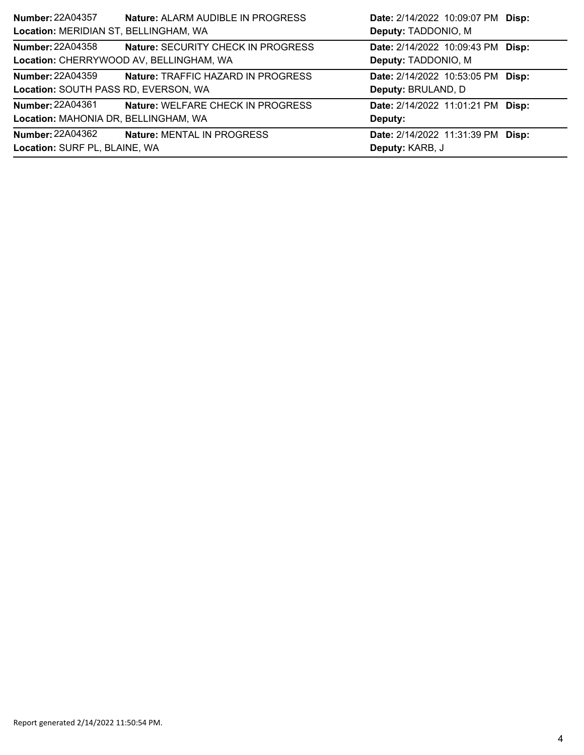**Number:** 22A04357 **Nature:** ALARM AUDIBLE IN PROGRESS **Date:** 2/14/2022 10:09:07 PM **Disp:**
**Location:** MERIDIAN ST, BELLINGHAM, WA **Deputy:** TADDONIO, M

**Number:** 22A04358 **Nature:** SECURITY CHECK IN PROGRESS **Date:** 2/14/2022 10:09:43 PM **Disp:**
**Location:** CHERRYWOOD AV, BELLINGHAM, WA **Deputy:** TADDONIO, M

**Number:** 22A04359 **Nature:** TRAFFIC HAZARD IN PROGRESS **Date:** 2/14/2022 10:53:05 PM **Disp:**
**Location:** SOUTH PASS RD, EVERSON, WA **Deputy:** BRULAND, D

**Number:** 22A04361 **Nature:** WELFARE CHECK IN PROGRESS **Date:** 2/14/2022 11:01:21 PM **Disp:**
**Location:** MAHONIA DR, BELLINGHAM, WA **Deputy:**

**Number:** 22A04362 **Nature:** MENTAL IN PROGRESS **Date:** 2/14/2022 11:31:39 PM **Disp:**
**Location:** SURF PL, BLAINE, WA **Deputy:** KARB, J

Report generated 2/14/2022 11:50:54 PM.